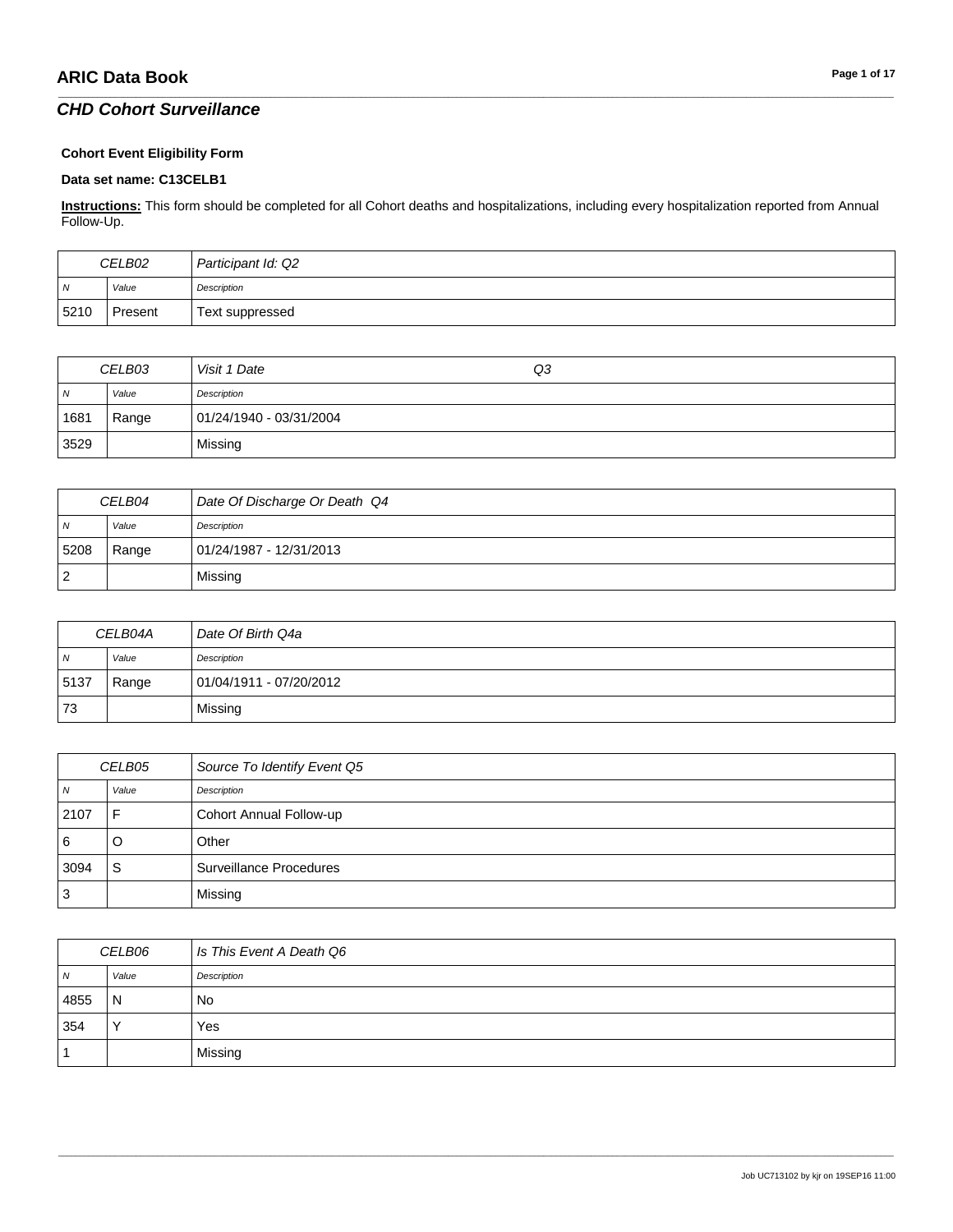## CHD Cohort Surveillance

**Cohort Event Eligibility Form**

**Data set name: C13CELB1**

**Instructions:** This form should be completed for all Cohort deaths and hospitalizations, including every hospitalization reported from Annual Follow-Up.

| CELB02 | | Participant Id: Q2 |
|---|---|---|
| N | Value | Description |
| 5210 | Present | Text suppressed |

| CELB03 | | Visit 1 Date Q3 |
|---|---|---|
| N | Value | Description |
| 1681 | Range | 01/24/1940 - 03/31/2004 |
| 3529 | | Missing |

| CELB04 | | Date Of Discharge Or Death Q4 |
|---|---|---|
| N | Value | Description |
| 5208 | Range | 01/24/1987 - 12/31/2013 |
| 2 | | Missing |

| CELB04A | | Date Of Birth Q4a |
|---|---|---|
| N | Value | Description |
| 5137 | Range | 01/04/1911 - 07/20/2012 |
| 73 | | Missing |

| CELB05 | | Source To Identify Event Q5 |
|---|---|---|
| N | Value | Description |
| 2107 | F | Cohort Annual Follow-up |
| 6 | O | Other |
| 3094 | S | Surveillance Procedures |
| 3 | | Missing |

| CELB06 | | Is This Event A Death Q6 |
|---|---|---|
| N | Value | Description |
| 4855 | N | No |
| 354 | Y | Yes |
| 1 | | Missing |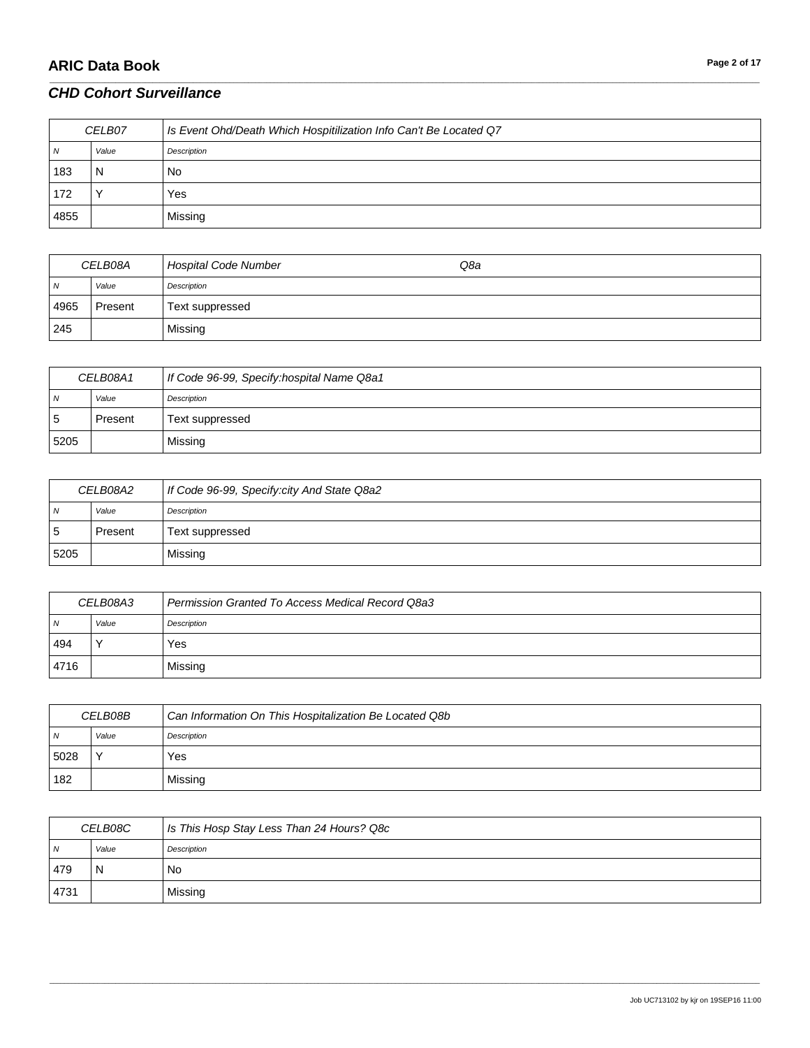| CELB07 | | Is Event Ohd/Death Which Hospitilization Info Can't Be Located Q7 |
|---|---|---|
| N | Value | Description |
| 183 | N | No |
| 172 | Y | Yes |
| 4855 | | Missing |

| CELB08A | | Hospital Code Number Q8a |
|---|---|---|
| N | Value | Description |
| 4965 | Present | Text suppressed |
| 245 | | Missing |

| CELB08A1 | | If Code 96-99, Specify:hospital Name Q8a1 |
|---|---|---|
| N | Value | Description |
| 5 | Present | Text suppressed |
| 5205 | | Missing |

| CELB08A2 | | If Code 96-99, Specify:city And State Q8a2 |
|---|---|---|
| N | Value | Description |
| 5 | Present | Text suppressed |
| 5205 | | Missing |

| CELB08A3 | | Permission Granted To Access Medical Record Q8a3 |
|---|---|---|
| N | Value | Description |
| 494 | Y | Yes |
| 4716 | | Missing |

| CELB08B | | Can Information On This Hospitalization Be Located Q8b |
|---|---|---|
| N | Value | Description |
| 5028 | Y | Yes |
| 182 | | Missing |

| CELB08C | | Is This Hosp Stay Less Than 24 Hours? Q8c |
|---|---|---|
| N | Value | Description |
| 479 | N | No |
| 4731 | | Missing |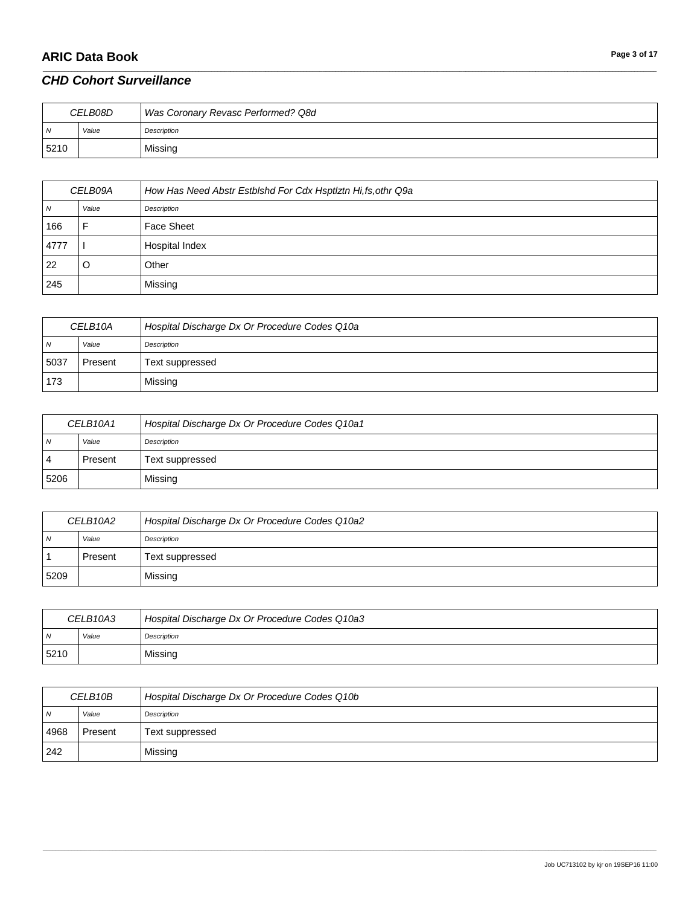## CHD Cohort Surveillance

| CELB08D | | Was Coronary Revasc Performed? Q8d |
|---|---|---|
| N | Value | Description |
| 5210 | | Missing |

| CELB09A | | How Has Need Abstr Estblshd For Cdx Hsptlztn Hi,fs,othr Q9a |
|---|---|---|
| N | Value | Description |
| 166 | F | Face Sheet |
| 4777 | I | Hospital Index |
| 22 | O | Other |
| 245 | | Missing |

| CELB10A | | Hospital Discharge Dx Or Procedure Codes Q10a |
|---|---|---|
| N | Value | Description |
| 5037 | Present | Text suppressed |
| 173 | | Missing |

| CELB10A1 | | Hospital Discharge Dx Or Procedure Codes Q10a1 |
|---|---|---|
| N | Value | Description |
| 4 | Present | Text suppressed |
| 5206 | | Missing |

| CELB10A2 | | Hospital Discharge Dx Or Procedure Codes Q10a2 |
|---|---|---|
| N | Value | Description |
| 1 | Present | Text suppressed |
| 5209 | | Missing |

| CELB10A3 | | Hospital Discharge Dx Or Procedure Codes Q10a3 |
|---|---|---|
| N | Value | Description |
| 5210 | | Missing |

| CELB10B | | Hospital Discharge Dx Or Procedure Codes Q10b |
|---|---|---|
| N | Value | Description |
| 4968 | Present | Text suppressed |
| 242 | | Missing |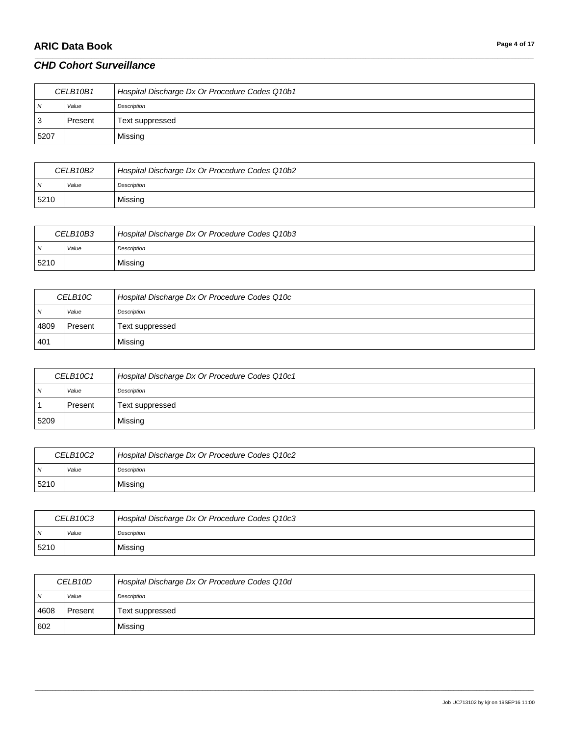## CHD Cohort Surveillance

| CELB10B1 | | Hospital Discharge Dx Or Procedure Codes Q10b1 |
|---|---|---|
| N | Value | Description |
| 3 | Present | Text suppressed |
| 5207 | | Missing |

| CELB10B2 | | Hospital Discharge Dx Or Procedure Codes Q10b2 |
|---|---|---|
| N | Value | Description |
| 5210 | | Missing |

| CELB10B3 | | Hospital Discharge Dx Or Procedure Codes Q10b3 |
|---|---|---|
| N | Value | Description |
| 5210 | | Missing |

| CELB10C | | Hospital Discharge Dx Or Procedure Codes Q10c |
|---|---|---|
| N | Value | Description |
| 4809 | Present | Text suppressed |
| 401 | | Missing |

| CELB10C1 | | Hospital Discharge Dx Or Procedure Codes Q10c1 |
|---|---|---|
| N | Value | Description |
| 1 | Present | Text suppressed |
| 5209 | | Missing |

| CELB10C2 | | Hospital Discharge Dx Or Procedure Codes Q10c2 |
|---|---|---|
| N | Value | Description |
| 5210 | | Missing |

| CELB10C3 | | Hospital Discharge Dx Or Procedure Codes Q10c3 |
|---|---|---|
| N | Value | Description |
| 5210 | | Missing |

| CELB10D | | Hospital Discharge Dx Or Procedure Codes Q10d |
|---|---|---|
| N | Value | Description |
| 4608 | Present | Text suppressed |
| 602 | | Missing |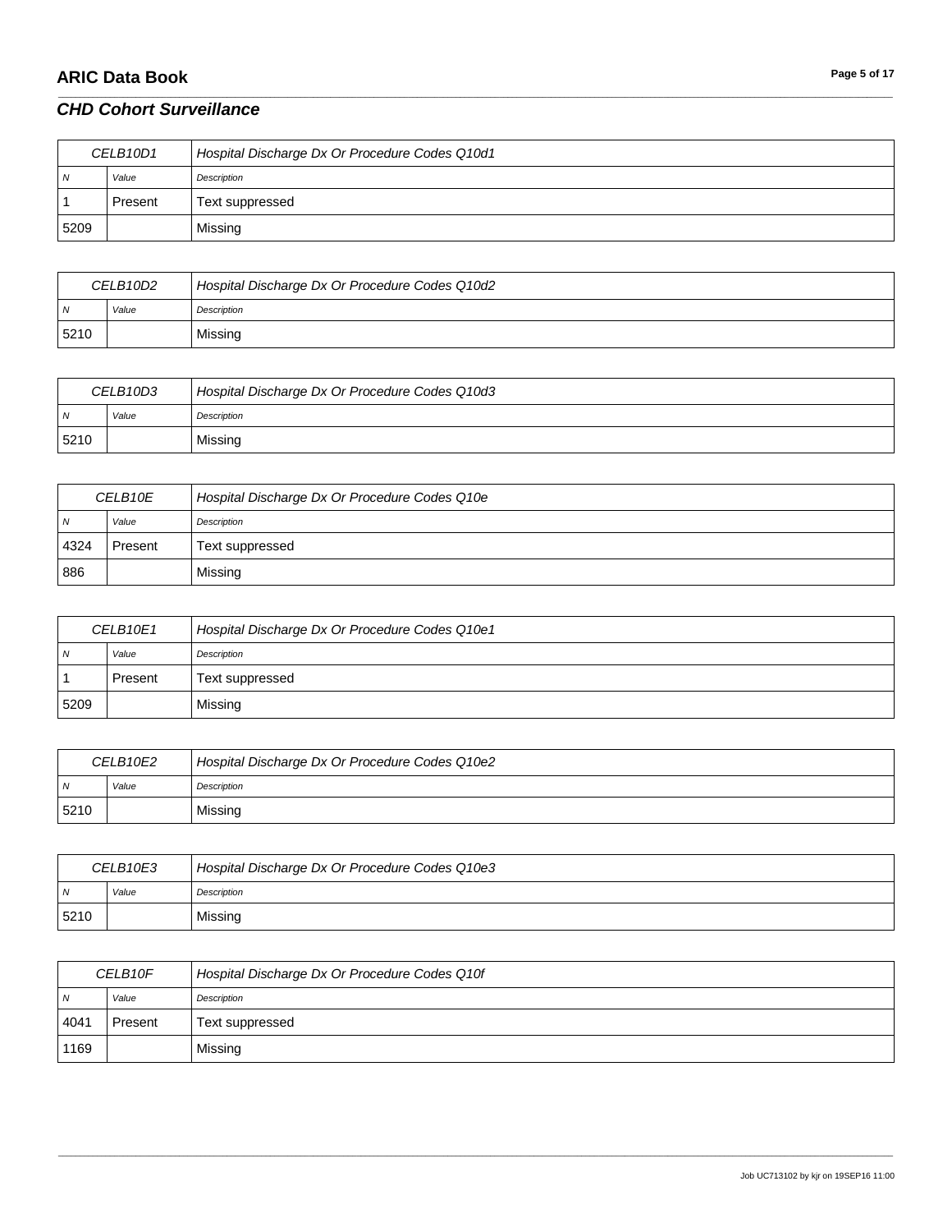## CHD Cohort Surveillance

| CELB10D1 | | Hospital Discharge Dx Or Procedure Codes Q10d1 |
|---|---|---|
| N | Value | Description |
| 1 | Present | Text suppressed |
| 5209 | | Missing |

| CELB10D2 | | Hospital Discharge Dx Or Procedure Codes Q10d2 |
|---|---|---|
| N | Value | Description |
| 5210 | | Missing |

| CELB10D3 | | Hospital Discharge Dx Or Procedure Codes Q10d3 |
|---|---|---|
| N | Value | Description |
| 5210 | | Missing |

| CELB10E | | Hospital Discharge Dx Or Procedure Codes Q10e |
|---|---|---|
| N | Value | Description |
| 4324 | Present | Text suppressed |
| 886 | | Missing |

| CELB10E1 | | Hospital Discharge Dx Or Procedure Codes Q10e1 |
|---|---|---|
| N | Value | Description |
| 1 | Present | Text suppressed |
| 5209 | | Missing |

| CELB10E2 | | Hospital Discharge Dx Or Procedure Codes Q10e2 |
|---|---|---|
| N | Value | Description |
| 5210 | | Missing |

| CELB10E3 | | Hospital Discharge Dx Or Procedure Codes Q10e3 |
|---|---|---|
| N | Value | Description |
| 5210 | | Missing |

| CELB10F | | Hospital Discharge Dx Or Procedure Codes Q10f |
|---|---|---|
| N | Value | Description |
| 4041 | Present | Text suppressed |
| 1169 | | Missing |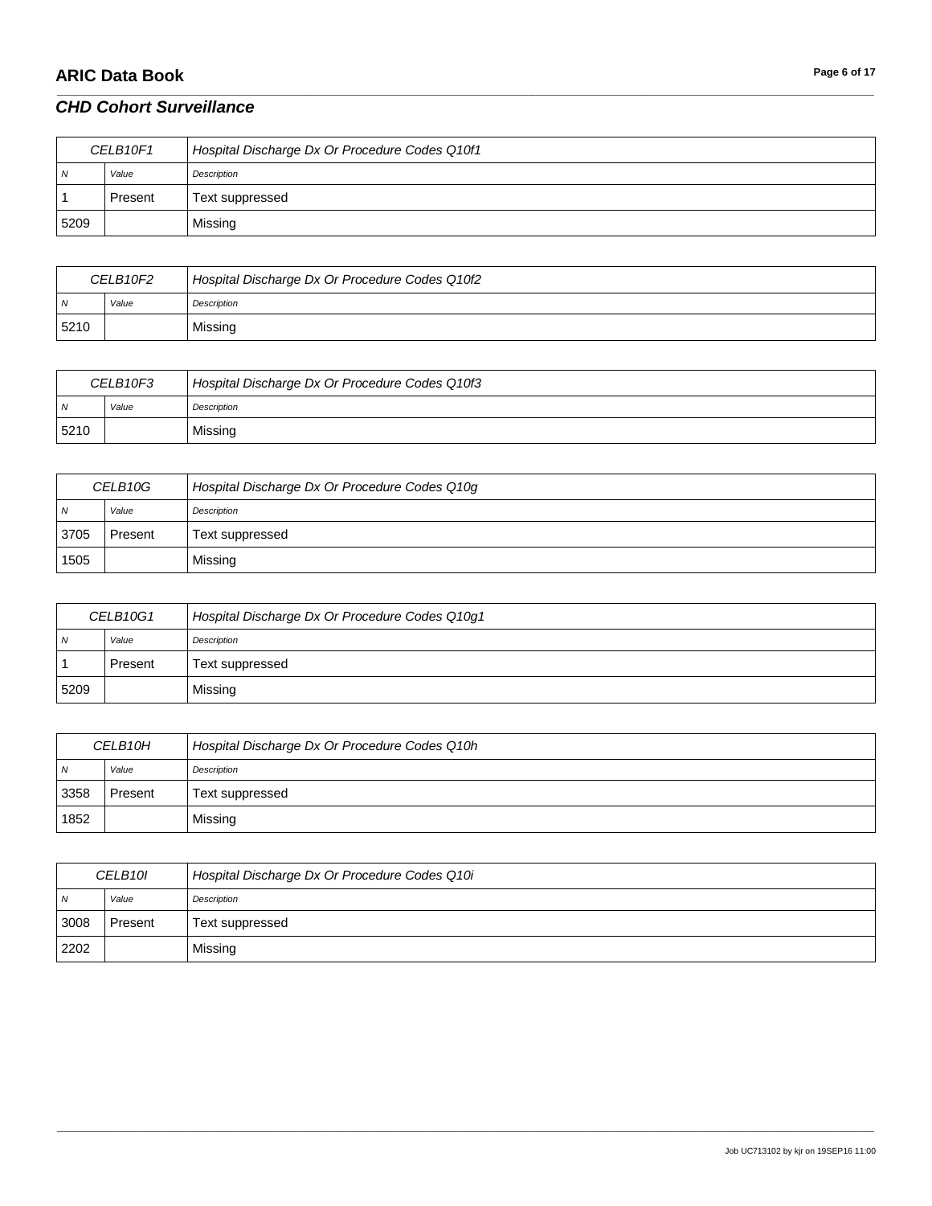| CELB10F1 | | Hospital Discharge Dx Or Procedure Codes Q10f1 |
|---|---|---|
| N | Value | Description |
| 1 | Present | Text suppressed |
| 5209 | | Missing |

| CELB10F2 | | Hospital Discharge Dx Or Procedure Codes Q10f2 |
|---|---|---|
| N | Value | Description |
| 5210 | | Missing |

| CELB10F3 | | Hospital Discharge Dx Or Procedure Codes Q10f3 |
|---|---|---|
| N | Value | Description |
| 5210 | | Missing |

| CELB10G | | Hospital Discharge Dx Or Procedure Codes Q10g |
|---|---|---|
| N | Value | Description |
| 3705 | Present | Text suppressed |
| 1505 | | Missing |

| CELB10G1 | | Hospital Discharge Dx Or Procedure Codes Q10g1 |
|---|---|---|
| N | Value | Description |
| 1 | Present | Text suppressed |
| 5209 | | Missing |

| CELB10H | | Hospital Discharge Dx Or Procedure Codes Q10h |
|---|---|---|
| N | Value | Description |
| 3358 | Present | Text suppressed |
| 1852 | | Missing |

| CELB10I | | Hospital Discharge Dx Or Procedure Codes Q10i |
|---|---|---|
| N | Value | Description |
| 3008 | Present | Text suppressed |
| 2202 | | Missing |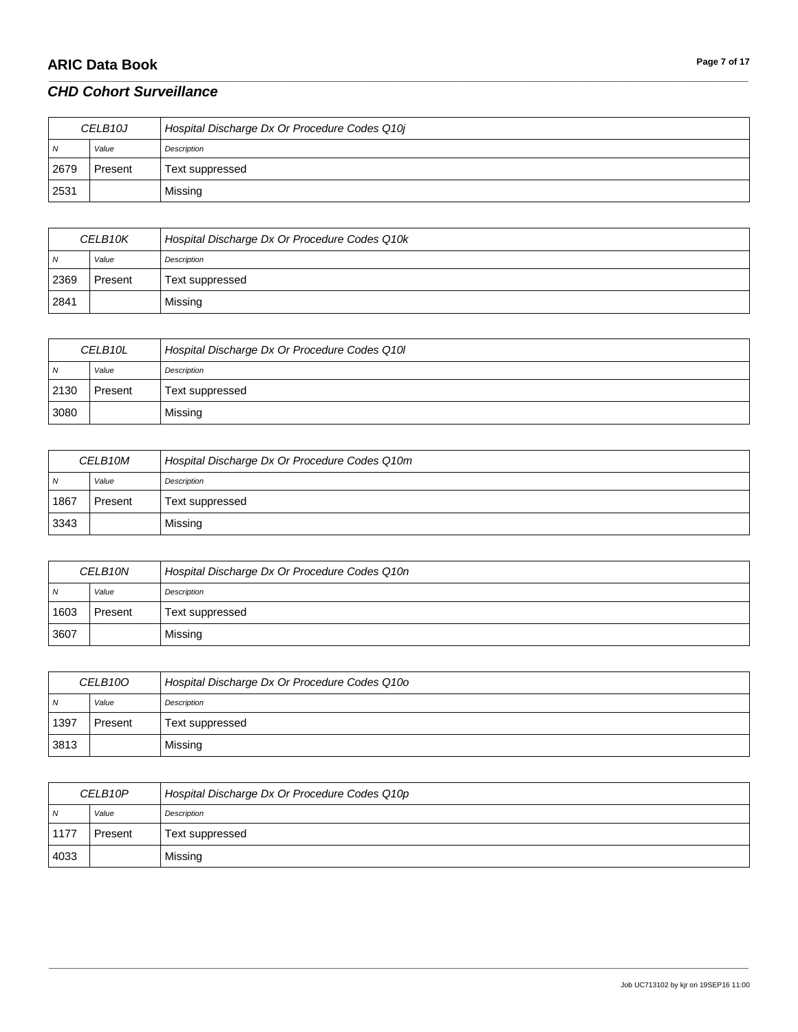## CHD Cohort Surveillance

| CELB10J | | Hospital Discharge Dx Or Procedure Codes Q10j |
|---|---|---|
| N | Value | Description |
| 2679 | Present | Text suppressed |
| 2531 | | Missing |

| CELB10K | | Hospital Discharge Dx Or Procedure Codes Q10k |
|---|---|---|
| N | Value | Description |
| 2369 | Present | Text suppressed |
| 2841 | | Missing |

| CELB10L | | Hospital Discharge Dx Or Procedure Codes Q10l |
|---|---|---|
| N | Value | Description |
| 2130 | Present | Text suppressed |
| 3080 | | Missing |

| CELB10M | | Hospital Discharge Dx Or Procedure Codes Q10m |
|---|---|---|
| N | Value | Description |
| 1867 | Present | Text suppressed |
| 3343 | | Missing |

| CELB10N | | Hospital Discharge Dx Or Procedure Codes Q10n |
|---|---|---|
| N | Value | Description |
| 1603 | Present | Text suppressed |
| 3607 | | Missing |

| CELB10O | | Hospital Discharge Dx Or Procedure Codes Q10o |
|---|---|---|
| N | Value | Description |
| 1397 | Present | Text suppressed |
| 3813 | | Missing |

| CELB10P | | Hospital Discharge Dx Or Procedure Codes Q10p |
|---|---|---|
| N | Value | Description |
| 1177 | Present | Text suppressed |
| 4033 | | Missing |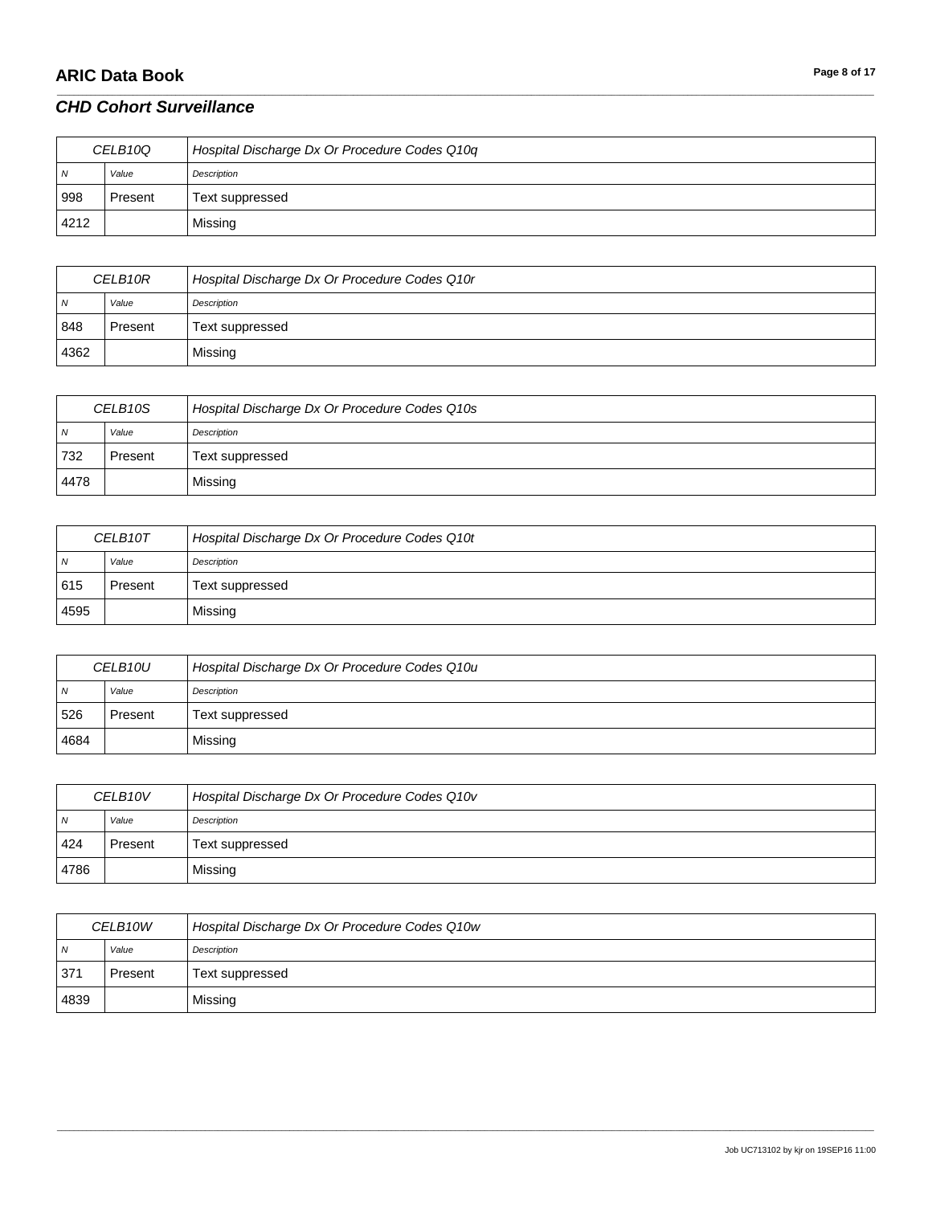## CHD Cohort Surveillance

| CELB10Q | | Hospital Discharge Dx Or Procedure Codes Q10q |
|---|---|---|
| N | Value | Description |
| 998 | Present | Text suppressed |
| 4212 | | Missing |

| CELB10R | | Hospital Discharge Dx Or Procedure Codes Q10r |
|---|---|---|
| N | Value | Description |
| 848 | Present | Text suppressed |
| 4362 | | Missing |

| CELB10S | | Hospital Discharge Dx Or Procedure Codes Q10s |
|---|---|---|
| N | Value | Description |
| 732 | Present | Text suppressed |
| 4478 | | Missing |

| CELB10T | | Hospital Discharge Dx Or Procedure Codes Q10t |
|---|---|---|
| N | Value | Description |
| 615 | Present | Text suppressed |
| 4595 | | Missing |

| CELB10U | | Hospital Discharge Dx Or Procedure Codes Q10u |
|---|---|---|
| N | Value | Description |
| 526 | Present | Text suppressed |
| 4684 | | Missing |

| CELB10V | | Hospital Discharge Dx Or Procedure Codes Q10v |
|---|---|---|
| N | Value | Description |
| 424 | Present | Text suppressed |
| 4786 | | Missing |

| CELB10W | | Hospital Discharge Dx Or Procedure Codes Q10w |
|---|---|---|
| N | Value | Description |
| 371 | Present | Text suppressed |
| 4839 | | Missing |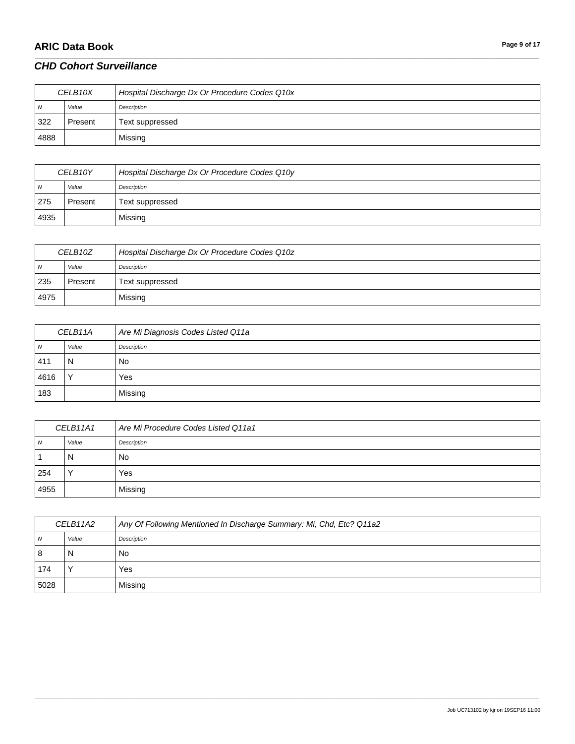| CELB10X | | Hospital Discharge Dx Or Procedure Codes Q10x |
|---|---|---|
| N | Value | Description |
| 322 | Present | Text suppressed |
| 4888 | | Missing |

| CELB10Y | | Hospital Discharge Dx Or Procedure Codes Q10y |
|---|---|---|
| N | Value | Description |
| 275 | Present | Text suppressed |
| 4935 | | Missing |

| CELB10Z | | Hospital Discharge Dx Or Procedure Codes Q10z |
|---|---|---|
| N | Value | Description |
| 235 | Present | Text suppressed |
| 4975 | | Missing |

| CELB11A | | Are Mi Diagnosis Codes Listed Q11a |
|---|---|---|
| N | Value | Description |
| 411 | N | No |
| 4616 | Y | Yes |
| 183 | | Missing |

| CELB11A1 | | Are Mi Procedure Codes Listed Q11a1 |
|---|---|---|
| N | Value | Description |
| 1 | N | No |
| 254 | Y | Yes |
| 4955 | | Missing |

| CELB11A2 | | Any Of Following Mentioned In Discharge Summary: Mi, Chd, Etc? Q11a2 |
|---|---|---|
| N | Value | Description |
| 8 | N | No |
| 174 | Y | Yes |
| 5028 | | Missing |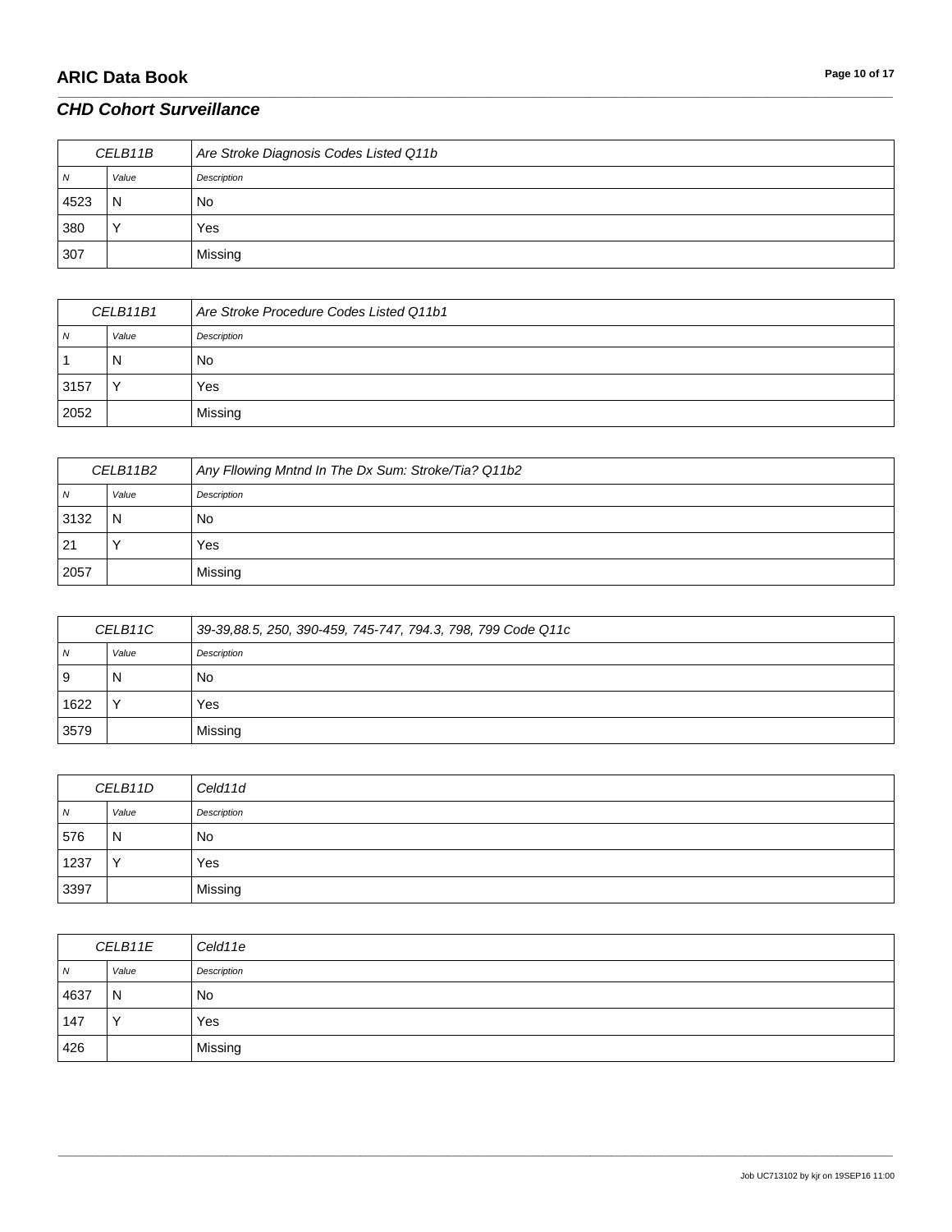## CHD Cohort Surveillance

| CELB11B | | Are Stroke Diagnosis Codes Listed Q11b |
|---|---|---|
| N | Value | Description |
| 4523 | N | No |
| 380 | Y | Yes |
| 307 | | Missing |

| CELB11B1 | | Are Stroke Procedure Codes Listed Q11b1 |
|---|---|---|
| N | Value | Description |
| 1 | N | No |
| 3157 | Y | Yes |
| 2052 | | Missing |

| CELB11B2 | | Any Fllowing Mntnd In The Dx Sum: Stroke/Tia? Q11b2 |
|---|---|---|
| N | Value | Description |
| 3132 | N | No |
| 21 | Y | Yes |
| 2057 | | Missing |

| CELB11C | | 39-39,88.5, 250, 390-459, 745-747, 794.3, 798, 799 Code Q11c |
|---|---|---|
| N | Value | Description |
| 9 | N | No |
| 1622 | Y | Yes |
| 3579 | | Missing |

| CELB11D | | Celd11d |
|---|---|---|
| N | Value | Description |
| 576 | N | No |
| 1237 | Y | Yes |
| 3397 | | Missing |

| CELB11E | | Celd11e |
|---|---|---|
| N | Value | Description |
| 4637 | N | No |
| 147 | Y | Yes |
| 426 | | Missing |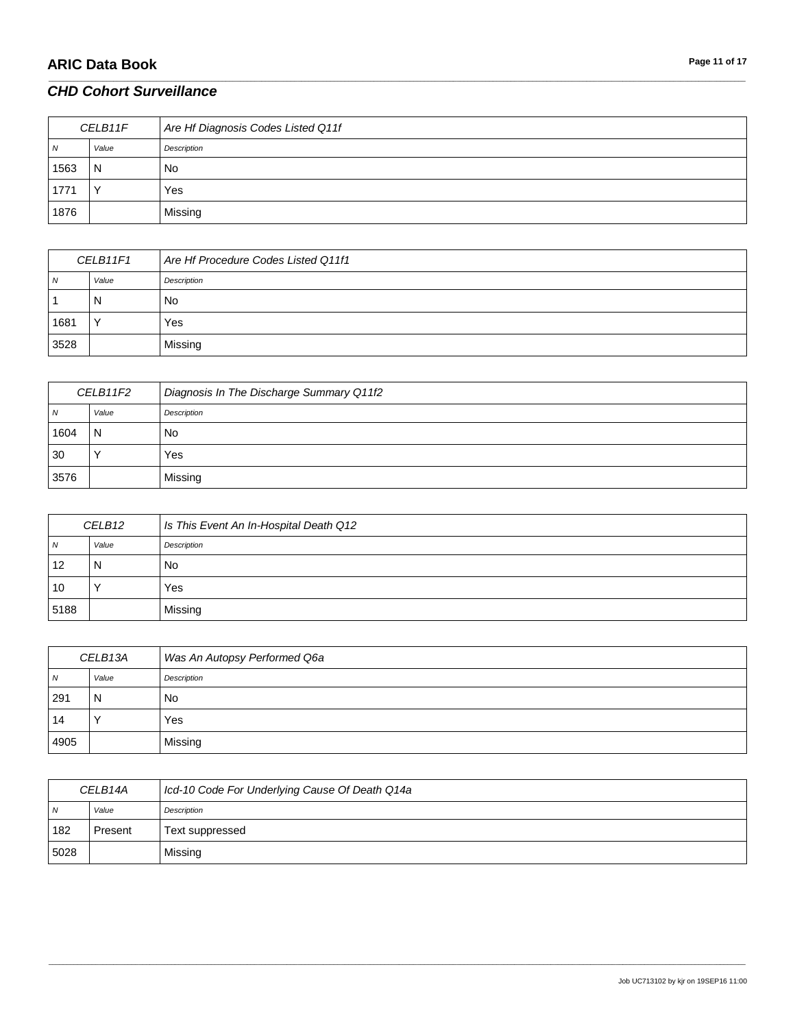## CHD Cohort Surveillance

| CELB11F | | Are Hf Diagnosis Codes Listed Q11f |
|---|---|---|
| N | Value | Description |
| 1563 | N | No |
| 1771 | Y | Yes |
| 1876 | | Missing |

| CELB11F1 | | Are Hf Procedure Codes Listed Q11f1 |
|---|---|---|
| N | Value | Description |
| 1 | N | No |
| 1681 | Y | Yes |
| 3528 | | Missing |

| CELB11F2 | | Diagnosis In The Discharge Summary Q11f2 |
|---|---|---|
| N | Value | Description |
| 1604 | N | No |
| 30 | Y | Yes |
| 3576 | | Missing |

| CELB12 | | Is This Event An In-Hospital Death Q12 |
|---|---|---|
| N | Value | Description |
| 12 | N | No |
| 10 | Y | Yes |
| 5188 | | Missing |

| CELB13A | | Was An Autopsy Performed Q6a |
|---|---|---|
| N | Value | Description |
| 291 | N | No |
| 14 | Y | Yes |
| 4905 | | Missing |

| CELB14A | | Icd-10 Code For Underlying Cause Of Death Q14a |
|---|---|---|
| N | Value | Description |
| 182 | Present | Text suppressed |
| 5028 | | Missing |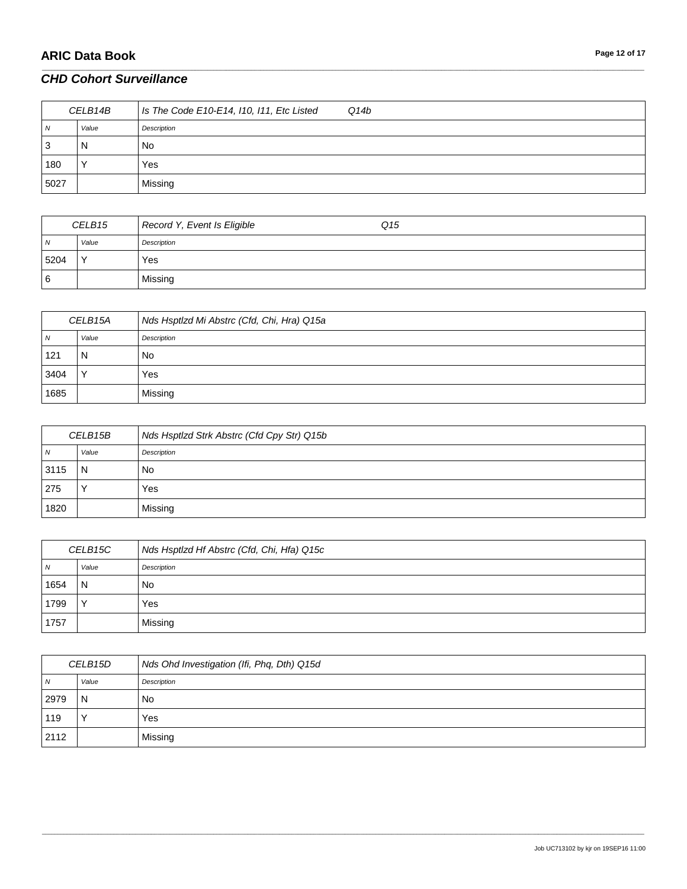## CHD Cohort Surveillance

| CELB14B | | Is The Code E10-E14, I10, I11, Etc Listed Q14b |
|---|---|---|
| N | Value | Description |
| 3 | N | No |
| 180 | Y | Yes |
| 5027 | | Missing |

| CELB15 | | Record Y, Event Is Eligible Q15 |
|---|---|---|
| N | Value | Description |
| 5204 | Y | Yes |
| 6 | | Missing |

| CELB15A | | Nds Hsptlzd Mi Abstrc (Cfd, Chi, Hra) Q15a |
|---|---|---|
| N | Value | Description |
| 121 | N | No |
| 3404 | Y | Yes |
| 1685 | | Missing |

| CELB15B | | Nds Hsptlzd Strk Abstrc (Cfd Cpy Str) Q15b |
|---|---|---|
| N | Value | Description |
| 3115 | N | No |
| 275 | Y | Yes |
| 1820 | | Missing |

| CELB15C | | Nds Hsptlzd Hf Abstrc (Cfd, Chi, Hfa) Q15c |
|---|---|---|
| N | Value | Description |
| 1654 | N | No |
| 1799 | Y | Yes |
| 1757 | | Missing |

| CELB15D | | Nds Ohd Investigation (Ifi, Phq, Dth) Q15d |
|---|---|---|
| N | Value | Description |
| 2979 | N | No |
| 119 | Y | Yes |
| 2112 | | Missing |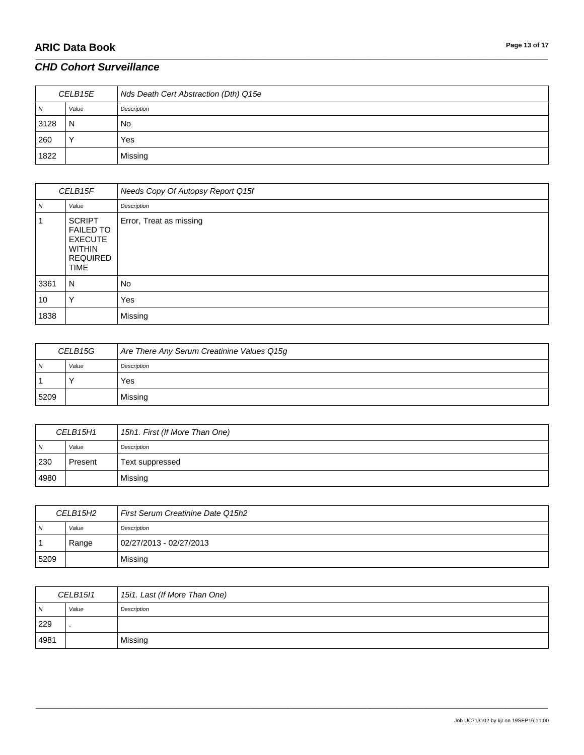## CHD Cohort Surveillance

| CELB15E | | Nds Death Cert Abstraction (Dth) Q15e |
|---|---|---|
| *N* | *Value* | *Description* |
| 3128 | N | No |
| 260 | Y | Yes |
| 1822 | | Missing |

| CELB15F | | Needs Copy Of Autopsy Report Q15f |
|---|---|---|
| *N* | *Value* | *Description* |
| 1 | SCRIPT FAILED TO EXECUTE WITHIN REQUIRED TIME | Error, Treat as missing |
| 3361 | N | No |
| 10 | Y | Yes |
| 1838 | | Missing |

| CELB15G | | Are There Any Serum Creatinine Values Q15g |
|---|---|---|
| *N* | *Value* | *Description* |
| 1 | Y | Yes |
| 5209 | | Missing |

| CELB15H1 | | 15h1. First (If More Than One) |
|---|---|---|
| *N* | *Value* | *Description* |
| 230 | Present | Text suppressed |
| 4980 | | Missing |

| CELB15H2 | | First Serum Creatinine Date Q15h2 |
|---|---|---|
| *N* | *Value* | *Description* |
| 1 | Range | 02/27/2013 - 02/27/2013 |
| 5209 | | Missing |

| CELB15I1 | | 15i1. Last (If More Than One) |
|---|---|---|
| *N* | *Value* | *Description* |
| 229 | . | |
| 4981 | | Missing |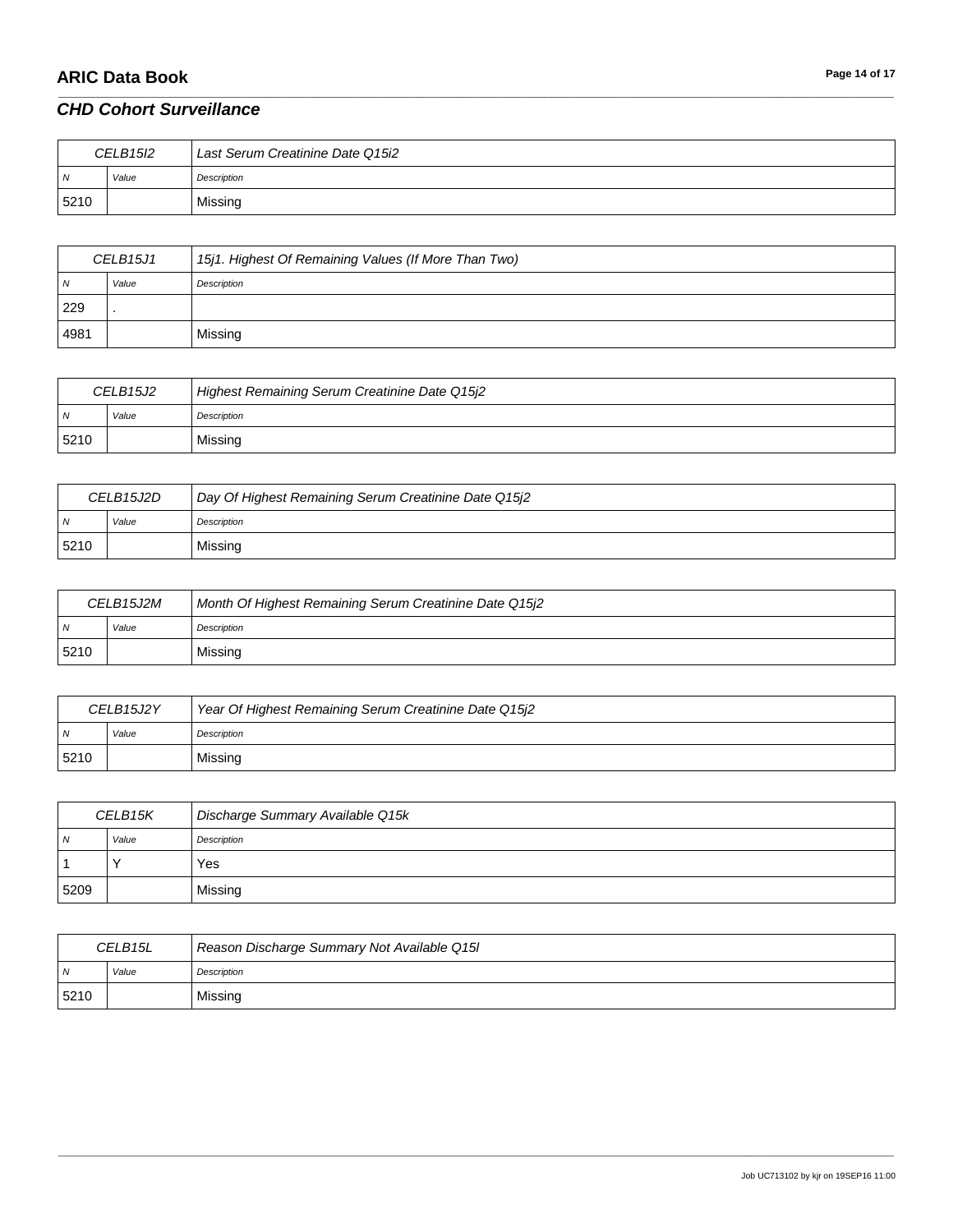## CHD Cohort Surveillance

| CELB15I2 | | Last Serum Creatinine Date Q15i2 |
|---|---|---|
| N | Value | Description |
| 5210 | | Missing |

| CELB15J1 | | 15j1. Highest Of Remaining Values (If More Than Two) |
|---|---|---|
| N | Value | Description |
| 229 | . | |
| 4981 | | Missing |

| CELB15J2 | | Highest Remaining Serum Creatinine Date Q15j2 |
|---|---|---|
| N | Value | Description |
| 5210 | | Missing |

| CELB15J2D | | Day Of Highest Remaining Serum Creatinine Date Q15j2 |
|---|---|---|
| N | Value | Description |
| 5210 | | Missing |

| CELB15J2M | | Month Of Highest Remaining Serum Creatinine Date Q15j2 |
|---|---|---|
| N | Value | Description |
| 5210 | | Missing |

| CELB15J2Y | | Year Of Highest Remaining Serum Creatinine Date Q15j2 |
|---|---|---|
| N | Value | Description |
| 5210 | | Missing |

| CELB15K | | Discharge Summary Available Q15k |
|---|---|---|
| N | Value | Description |
| 1 | Y | Yes |
| 5209 | | Missing |

| CELB15L | | Reason Discharge Summary Not Available Q15l |
|---|---|---|
| N | Value | Description |
| 5210 | | Missing |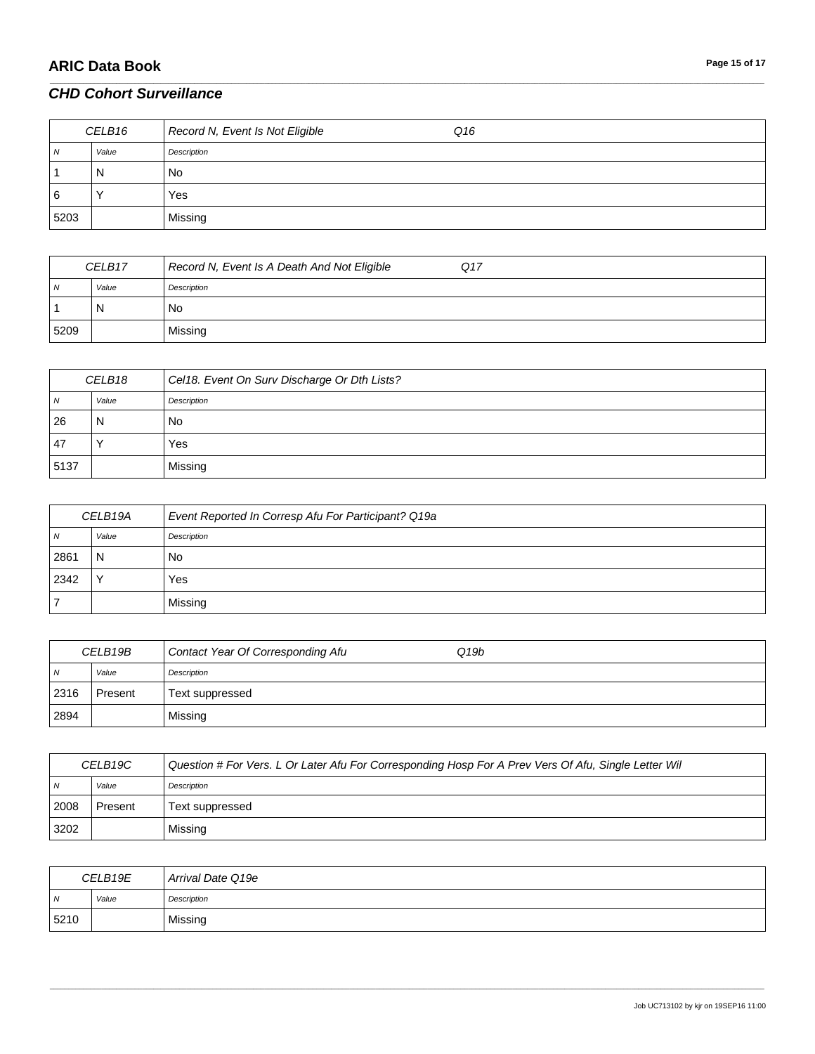## CHD Cohort Surveillance

| CELB16 | | Record N, Event Is Not Eligible Q16 |
|---|---|---|
| N | Value | Description |
| 1 | N | No |
| 6 | Y | Yes |
| 5203 | | Missing |

| CELB17 | | Record N, Event Is A Death And Not Eligible Q17 |
|---|---|---|
| N | Value | Description |
| 1 | N | No |
| 5209 | | Missing |

| CELB18 | | Cel18. Event On Surv Discharge Or Dth Lists? |
|---|---|---|
| N | Value | Description |
| 26 | N | No |
| 47 | Y | Yes |
| 5137 | | Missing |

| CELB19A | | Event Reported In Corresp Afu For Participant? Q19a |
|---|---|---|
| N | Value | Description |
| 2861 | N | No |
| 2342 | Y | Yes |
| 7 | | Missing |

| CELB19B | | Contact Year Of Corresponding Afu Q19b |
|---|---|---|
| N | Value | Description |
| 2316 | Present | Text suppressed |
| 2894 | | Missing |

| CELB19C | | Question # For Vers. L Or Later Afu For Corresponding Hosp For A Prev Vers Of Afu, Single Letter Wil |
|---|---|---|
| N | Value | Description |
| 2008 | Present | Text suppressed |
| 3202 | | Missing |

| CELB19E | | Arrival Date Q19e |
|---|---|---|
| N | Value | Description |
| 5210 | | Missing |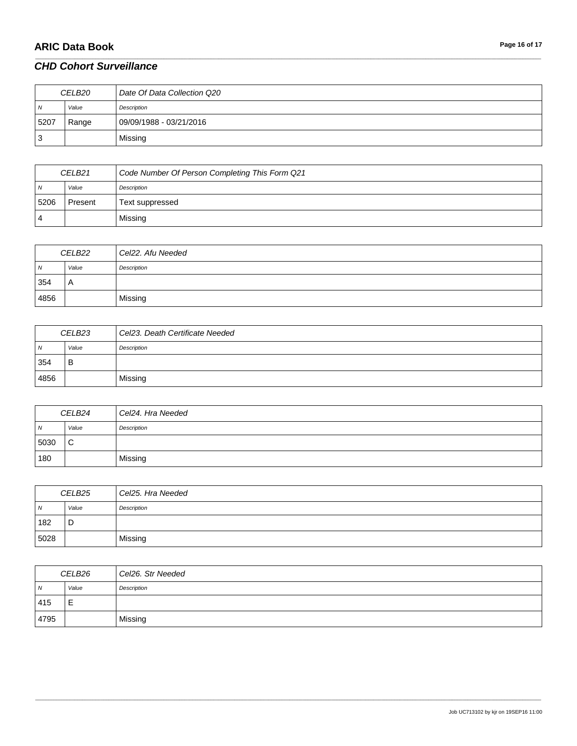## CHD Cohort Surveillance

| CELB20 | | Date Of Data Collection Q20 |
|---|---|---|
| N | Value | Description |
| 5207 | Range | 09/09/1988 - 03/21/2016 |
| 3 | | Missing |

| CELB21 | | Code Number Of Person Completing This Form Q21 |
|---|---|---|
| N | Value | Description |
| 5206 | Present | Text suppressed |
| 4 | | Missing |

| CELB22 | | Cel22. Afu Needed |
|---|---|---|
| N | Value | Description |
| 354 | A | |
| 4856 | | Missing |

| CELB23 | | Cel23. Death Certificate Needed |
|---|---|---|
| N | Value | Description |
| 354 | B | |
| 4856 | | Missing |

| CELB24 | | Cel24. Hra Needed |
|---|---|---|
| N | Value | Description |
| 5030 | C | |
| 180 | | Missing |

| CELB25 | | Cel25. Hra Needed |
|---|---|---|
| N | Value | Description |
| 182 | D | |
| 5028 | | Missing |

| CELB26 | | Cel26. Str Needed |
|---|---|---|
| N | Value | Description |
| 415 | E | |
| 4795 | | Missing |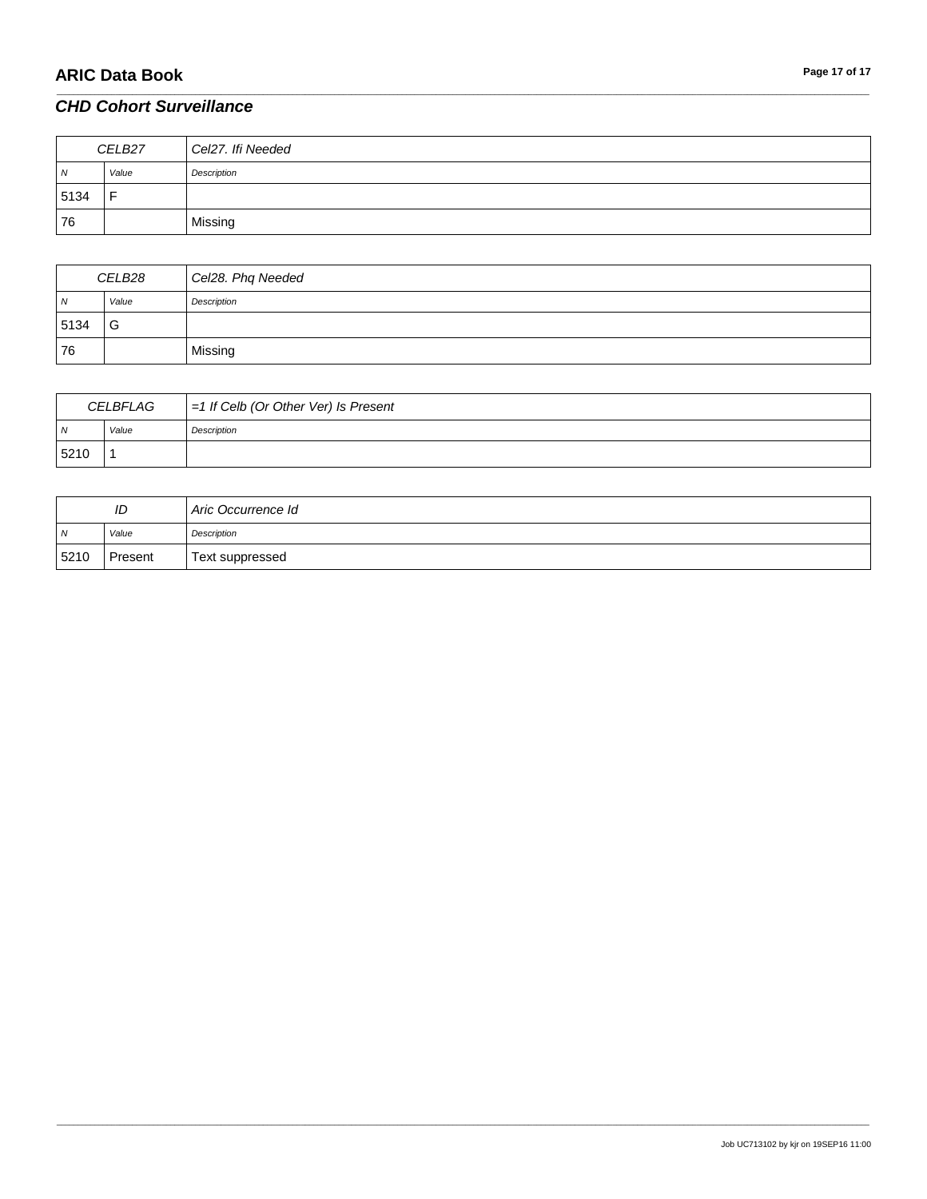## CHD Cohort Surveillance

| CELB27 | | Cel27. Ifi Needed |
|---|---|---|
| *N* | *Value* | *Description* |
| 5134 | F | |
| 76 | | Missing |

| CELB28 | | Cel28. Phq Needed |
|---|---|---|
| *N* | *Value* | *Description* |
| 5134 | G | |
| 76 | | Missing |

| CELBFLAG | | =1 If Celb (Or Other Ver) Is Present |
|---|---|---|
| *N* | *Value* | *Description* |
| 5210 | 1 | |

| ID | | Aric Occurrence Id |
|---|---|---|
| *N* | *Value* | *Description* |
| 5210 | Present | Text suppressed |